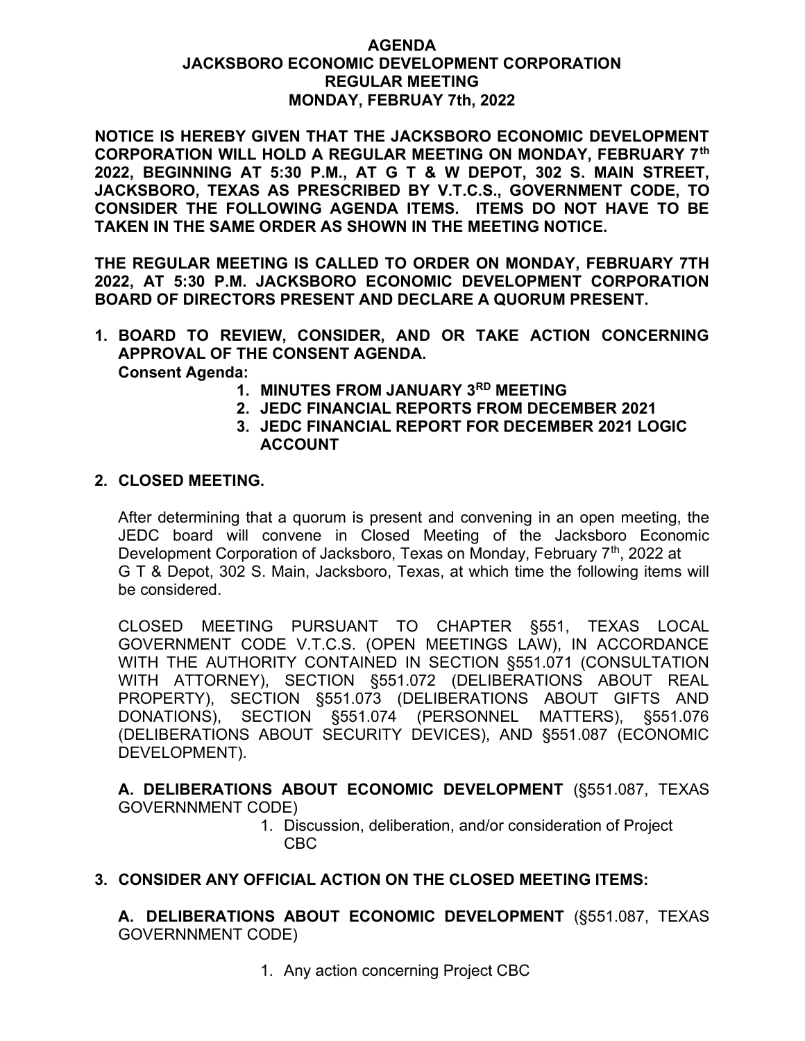# AGENDA
## JACKSBORO ECONOMIC DEVELOPMENT CORPORATION
## REGULAR MEETING
## MONDAY, FEBRUAY 7th, 2022

**NOTICE IS HEREBY GIVEN THAT THE JACKSBORO ECONOMIC DEVELOPMENT CORPORATION WILL HOLD A REGULAR MEETING ON MONDAY, FEBRUARY 7th 2022, BEGINNING AT 5:30 P.M., AT G T & W DEPOT, 302 S. MAIN STREET, JACKSBORO, TEXAS AS PRESCRIBED BY V.T.C.S., GOVERNMENT CODE, TO CONSIDER THE FOLLOWING AGENDA ITEMS. ITEMS DO NOT HAVE TO BE TAKEN IN THE SAME ORDER AS SHOWN IN THE MEETING NOTICE.**

**THE REGULAR MEETING IS CALLED TO ORDER ON MONDAY, FEBRUARY 7TH 2022, AT 5:30 P.M. JACKSBORO ECONOMIC DEVELOPMENT CORPORATION BOARD OF DIRECTORS PRESENT AND DECLARE A QUORUM PRESENT.**

1. **BOARD TO REVIEW, CONSIDER, AND OR TAKE ACTION CONCERNING APPROVAL OF THE CONSENT AGENDA.**
   **Consent Agenda:**
   1. **MINUTES FROM JANUARY 3RD MEETING**
   2. **JEDC FINANCIAL REPORTS FROM DECEMBER 2021**
   3. **JEDC FINANCIAL REPORT FOR DECEMBER 2021 LOGIC ACCOUNT**

2. **CLOSED MEETING.**

   After determining that a quorum is present and convening in an open meeting, the JEDC board will convene in Closed Meeting of the Jacksboro Economic Development Corporation of Jacksboro, Texas on Monday, February 7th, 2022 at G T & Depot, 302 S. Main, Jacksboro, Texas, at which time the following items will be considered.

   CLOSED MEETING PURSUANT TO CHAPTER §551, TEXAS LOCAL GOVERNMENT CODE V.T.C.S. (OPEN MEETINGS LAW), IN ACCORDANCE WITH THE AUTHORITY CONTAINED IN SECTION §551.071 (CONSULTATION WITH ATTORNEY), SECTION §551.072 (DELIBERATIONS ABOUT REAL PROPERTY), SECTION §551.073 (DELIBERATIONS ABOUT GIFTS AND DONATIONS), SECTION §551.074 (PERSONNEL MATTERS), §551.076 (DELIBERATIONS ABOUT SECURITY DEVICES), AND §551.087 (ECONOMIC DEVELOPMENT).

   **A. DELIBERATIONS ABOUT ECONOMIC DEVELOPMENT** (§551.087, TEXAS GOVERNNMENT CODE)
   1. Discussion, deliberation, and/or consideration of Project CBC

3. **CONSIDER ANY OFFICIAL ACTION ON THE CLOSED MEETING ITEMS:**

   **A. DELIBERATIONS ABOUT ECONOMIC DEVELOPMENT** (§551.087, TEXAS GOVERNNMENT CODE)
   1. Any action concerning Project CBC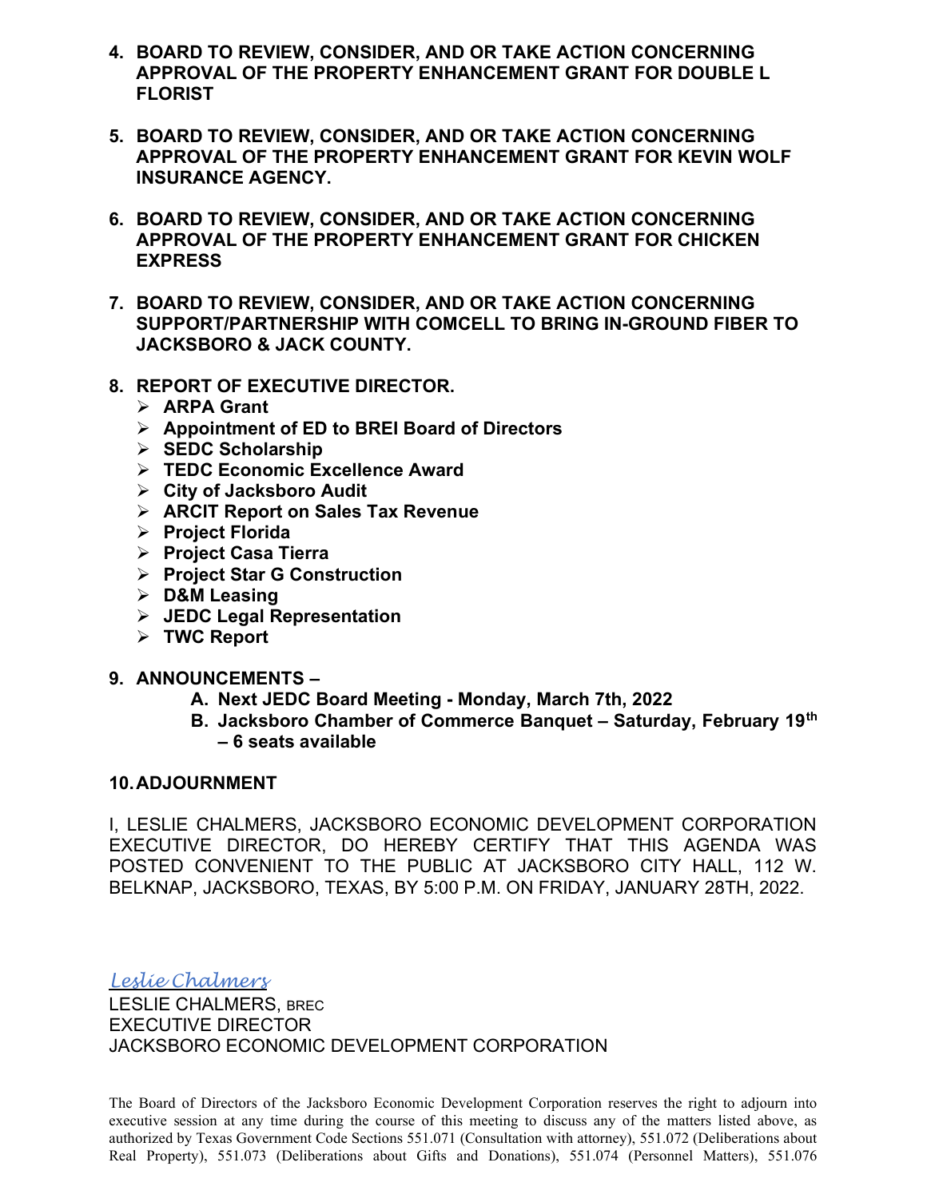4. **BOARD TO REVIEW, CONSIDER, AND OR TAKE ACTION CONCERNING APPROVAL OF THE PROPERTY ENHANCEMENT GRANT FOR DOUBLE L FLORIST**

5. **BOARD TO REVIEW, CONSIDER, AND OR TAKE ACTION CONCERNING APPROVAL OF THE PROPERTY ENHANCEMENT GRANT FOR KEVIN WOLF INSURANCE AGENCY.**

6. **BOARD TO REVIEW, CONSIDER, AND OR TAKE ACTION CONCERNING APPROVAL OF THE PROPERTY ENHANCEMENT GRANT FOR CHICKEN EXPRESS**

7. **BOARD TO REVIEW, CONSIDER, AND OR TAKE ACTION CONCERNING SUPPORT/PARTNERSHIP WITH COMCELL TO BRING IN-GROUND FIBER TO JACKSBORO & JACK COUNTY.**

8. **REPORT OF EXECUTIVE DIRECTOR.**
   - **ARPA Grant**
   - **Appointment of ED to BREI Board of Directors**
   - **SEDC Scholarship**
   - **TEDC Economic Excellence Award**
   - **City of Jacksboro Audit**
   - **ARCIT Report on Sales Tax Revenue**
   - **Project Florida**
   - **Project Casa Tierra**
   - **Project Star G Construction**
   - **D&M Leasing**
   - **JEDC Legal Representation**
   - **TWC Report**

9. **ANNOUNCEMENTS –**
   - **A. Next JEDC Board Meeting - Monday, March 7th, 2022**
   - **B. Jacksboro Chamber of Commerce Banquet – Saturday, February 19th – 6 seats available**

10. **ADJOURNMENT**

I, LESLIE CHALMERS, JACKSBORO ECONOMIC DEVELOPMENT CORPORATION EXECUTIVE DIRECTOR, DO HEREBY CERTIFY THAT THIS AGENDA WAS POSTED CONVENIENT TO THE PUBLIC AT JACKSBORO CITY HALL, 112 W. BELKNAP, JACKSBORO, TEXAS, BY 5:00 P.M. ON FRIDAY, JANUARY 28TH, 2022.

*Leslie Chalmers*

LESLIE CHALMERS, BREC
EXECUTIVE DIRECTOR
JACKSBORO ECONOMIC DEVELOPMENT CORPORATION

The Board of Directors of the Jacksboro Economic Development Corporation reserves the right to adjourn into executive session at any time during the course of this meeting to discuss any of the matters listed above, as authorized by Texas Government Code Sections 551.071 (Consultation with attorney), 551.072 (Deliberations about Real Property), 551.073 (Deliberations about Gifts and Donations), 551.074 (Personnel Matters), 551.076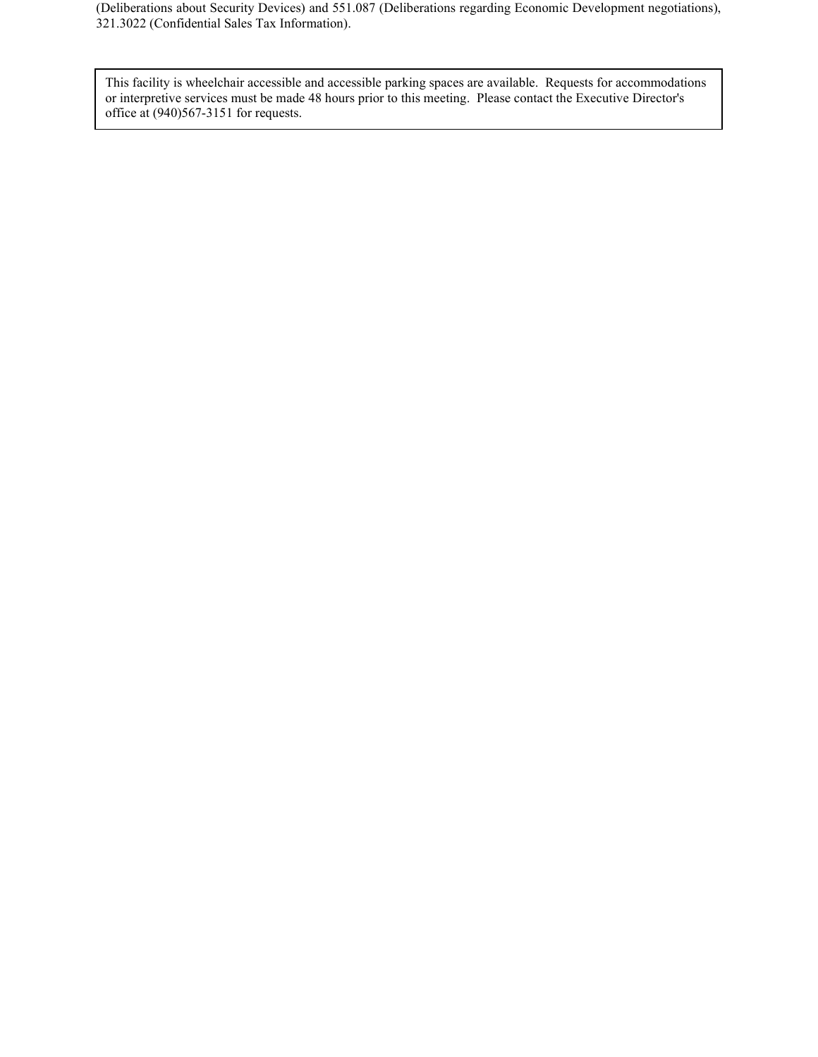(Deliberations about Security Devices) and 551.087 (Deliberations regarding Economic Development negotiations), 321.3022 (Confidential Sales Tax Information).

This facility is wheelchair accessible and accessible parking spaces are available. Requests for accommodations or interpretive services must be made 48 hours prior to this meeting. Please contact the Executive Director's office at (940)567-3151 for requests.